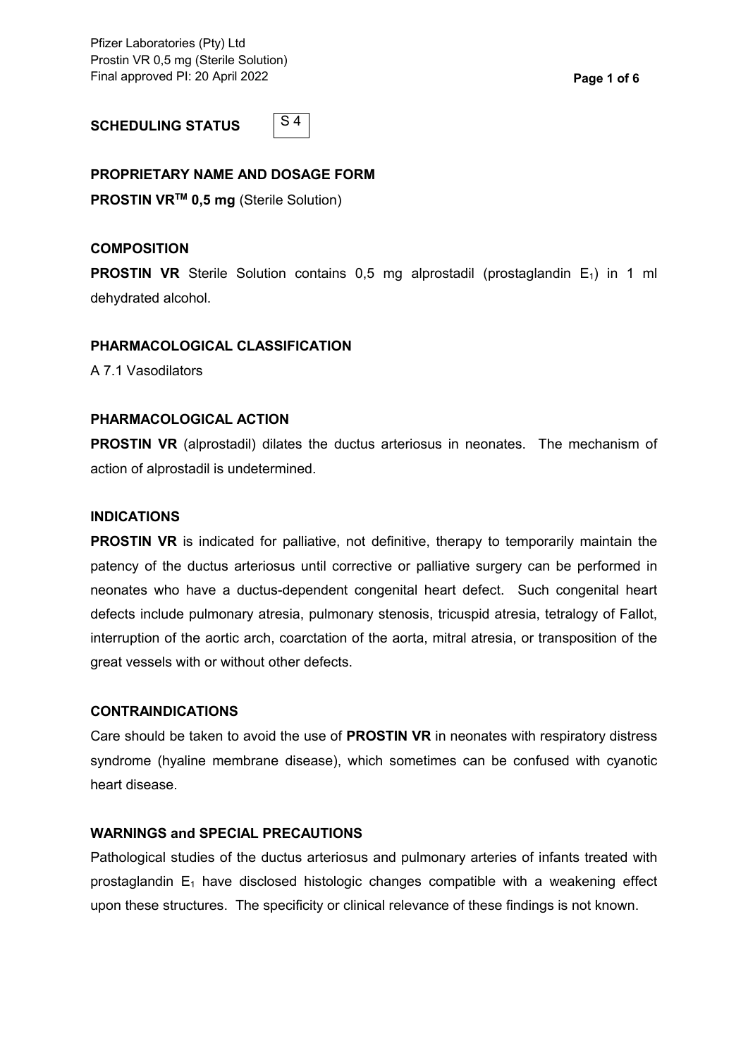**SCHEDULING STATUS** S 4

**PROPRIETARY NAME AND DOSAGE FORM**

**PROSTIN VR™ 0,5 mg** (Sterile Solution)

**COMPOSITION**

**PROSTIN VR** Sterile Solution contains 0,5 mg alprostadil (prostaglandin $E_1$) in 1 ml dehydrated alcohol.

**PHARMACOLOGICAL CLASSIFICATION**

A 7.1 Vasodilators

**PHARMACOLOGICAL ACTION**

**PROSTIN VR** (alprostadil) dilates the ductus arteriosus in neonates. The mechanism of action of alprostadil is undetermined.

**INDICATIONS**

**PROSTIN VR** is indicated for palliative, not definitive, therapy to temporarily maintain the patency of the ductus arteriosus until corrective or palliative surgery can be performed in neonates who have a ductus-dependent congenital heart defect. Such congenital heart defects include pulmonary atresia, pulmonary stenosis, tricuspid atresia, tetralogy of Fallot, interruption of the aortic arch, coarctation of the aorta, mitral atresia, or transposition of the great vessels with or without other defects.

**CONTRAINDICATIONS**

Care should be taken to avoid the use of **PROSTIN VR** in neonates with respiratory distress syndrome (hyaline membrane disease), which sometimes can be confused with cyanotic heart disease.

**WARNINGS and SPECIAL PRECAUTIONS**

Pathological studies of the ductus arteriosus and pulmonary arteries of infants treated with prostaglandin $E_1$ have disclosed histologic changes compatible with a weakening effect upon these structures. The specificity or clinical relevance of these findings is not known.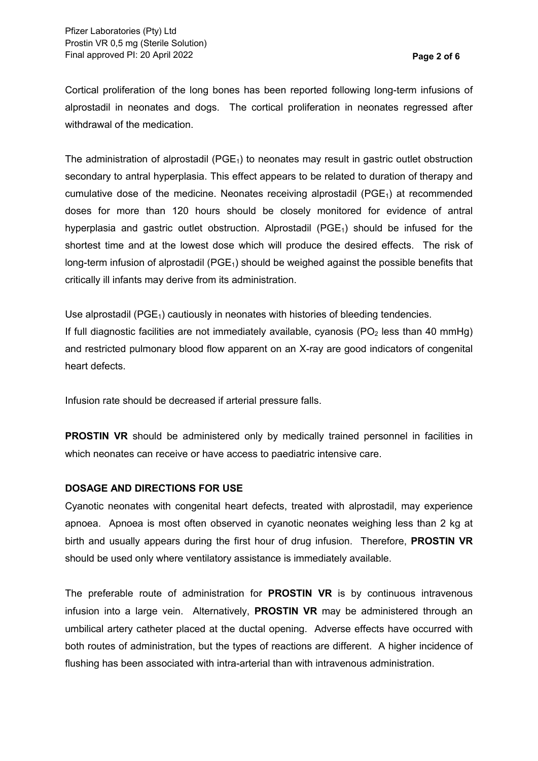Cortical proliferation of the long bones has been reported following long-term infusions of alprostadil in neonates and dogs. The cortical proliferation in neonates regressed after withdrawal of the medication.

The administration of alprostadil ($PGE_1$) to neonates may result in gastric outlet obstruction secondary to antral hyperplasia. This effect appears to be related to duration of therapy and cumulative dose of the medicine. Neonates receiving alprostadil ($PGE_1$) at recommended doses for more than 120 hours should be closely monitored for evidence of antral hyperplasia and gastric outlet obstruction. Alprostadil ($PGE_1$) should be infused for the shortest time and at the lowest dose which will produce the desired effects. The risk of long-term infusion of alprostadil ($PGE_1$) should be weighed against the possible benefits that critically ill infants may derive from its administration.

Use alprostadil ($PGE_1$) cautiously in neonates with histories of bleeding tendencies.
If full diagnostic facilities are not immediately available, cyanosis ($PO_2$ less than 40 mmHg) and restricted pulmonary blood flow apparent on an X-ray are good indicators of congenital heart defects.

Infusion rate should be decreased if arterial pressure falls.

**PROSTIN VR** should be administered only by medically trained personnel in facilities in which neonates can receive or have access to paediatric intensive care.

## DOSAGE AND DIRECTIONS FOR USE

Cyanotic neonates with congenital heart defects, treated with alprostadil, may experience apnoea. Apnoea is most often observed in cyanotic neonates weighing less than 2 kg at birth and usually appears during the first hour of drug infusion. Therefore, **PROSTIN VR** should be used only where ventilatory assistance is immediately available.

The preferable route of administration for **PROSTIN VR** is by continuous intravenous infusion into a large vein. Alternatively, **PROSTIN VR** may be administered through an umbilical artery catheter placed at the ductal opening. Adverse effects have occurred with both routes of administration, but the types of reactions are different. A higher incidence of flushing has been associated with intra-arterial than with intravenous administration.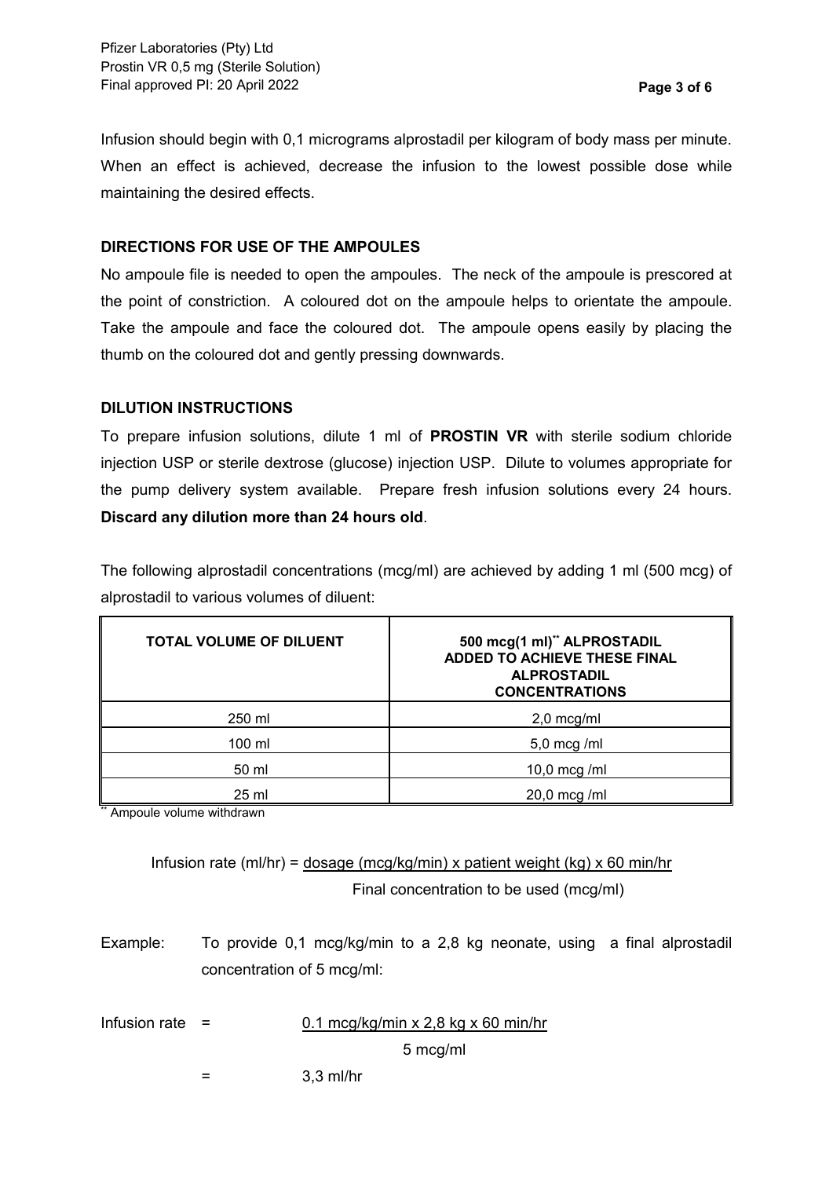Infusion should begin with 0,1 micrograms alprostadil per kilogram of body mass per minute. When an effect is achieved, decrease the infusion to the lowest possible dose while maintaining the desired effects.

**DIRECTIONS FOR USE OF THE AMPOULES**

No ampoule file is needed to open the ampoules. The neck of the ampoule is prescored at the point of constriction. A coloured dot on the ampoule helps to orientate the ampoule. Take the ampoule and face the coloured dot. The ampoule opens easily by placing the thumb on the coloured dot and gently pressing downwards.

**DILUTION INSTRUCTIONS**

To prepare infusion solutions, dilute 1 ml of **PROSTIN VR** with sterile sodium chloride injection USP or sterile dextrose (glucose) injection USP. Dilute to volumes appropriate for the pump delivery system available. Prepare fresh infusion solutions every 24 hours. **Discard any dilution more than 24 hours old**.

The following alprostadil concentrations (mcg/ml) are achieved by adding 1 ml (500 mcg) of alprostadil to various volumes of diluent:

| TOTAL VOLUME OF DILUENT | 500 mcg(1 ml)** ALPROSTADIL ADDED TO ACHIEVE THESE FINAL ALPROSTADIL CONCENTRATIONS |
|---|---|
| 250 ml | 2,0 mcg/ml |
| 100 ml | 5,0 mcg /ml |
| 50 ml | 10,0 mcg /ml |
| 25 ml | 20,0 mcg /ml |

** Ampoule volume withdrawn

$$\text{Infusion rate (ml/hr)} = \frac{\text{dosage (mcg/kg/min)} \times \text{patient weight (kg)} \times \text{60 min/hr}}{\text{Final concentration to be used (mcg/ml)}}$$

Example: To provide 0,1 mcg/kg/min to a 2,8 kg neonate, using a final alprostadil concentration of 5 mcg/ml:

$$\text{Infusion rate} = \frac{\text{0.1 mcg/kg/min} \times \text{2,8 kg} \times \text{60 min/hr}}{\text{5 mcg/ml}}$$

$$= \text{3,3 ml/hr}$$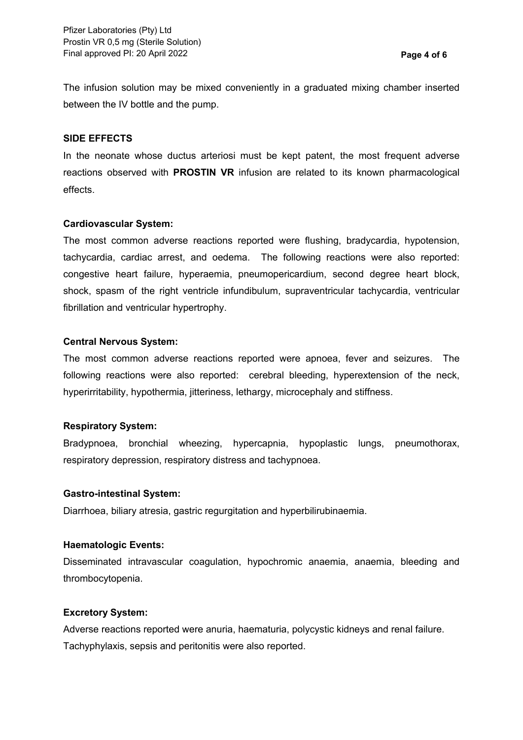The infusion solution may be mixed conveniently in a graduated mixing chamber inserted between the IV bottle and the pump.

**SIDE EFFECTS**

In the neonate whose ductus arteriosi must be kept patent, the most frequent adverse reactions observed with **PROSTIN VR** infusion are related to its known pharmacological effects.

**Cardiovascular System:**

The most common adverse reactions reported were flushing, bradycardia, hypotension, tachycardia, cardiac arrest, and oedema. The following reactions were also reported: congestive heart failure, hyperaemia, pneumopericardium, second degree heart block, shock, spasm of the right ventricle infundibulum, supraventricular tachycardia, ventricular fibrillation and ventricular hypertrophy.

**Central Nervous System:**

The most common adverse reactions reported were apnoea, fever and seizures. The following reactions were also reported: cerebral bleeding, hyperextension of the neck, hyperirritability, hypothermia, jitteriness, lethargy, microcephaly and stiffness.

**Respiratory System:**

Bradypnoea, bronchial wheezing, hypercapnia, hypoplastic lungs, pneumothorax, respiratory depression, respiratory distress and tachypnoea.

**Gastro-intestinal System:**

Diarrhoea, biliary atresia, gastric regurgitation and hyperbilirubinaemia.

**Haematologic Events:**

Disseminated intravascular coagulation, hypochromic anaemia, anaemia, bleeding and thrombocytopenia.

**Excretory System:**

Adverse reactions reported were anuria, haematuria, polycystic kidneys and renal failure.
Tachyphylaxis, sepsis and peritonitis were also reported.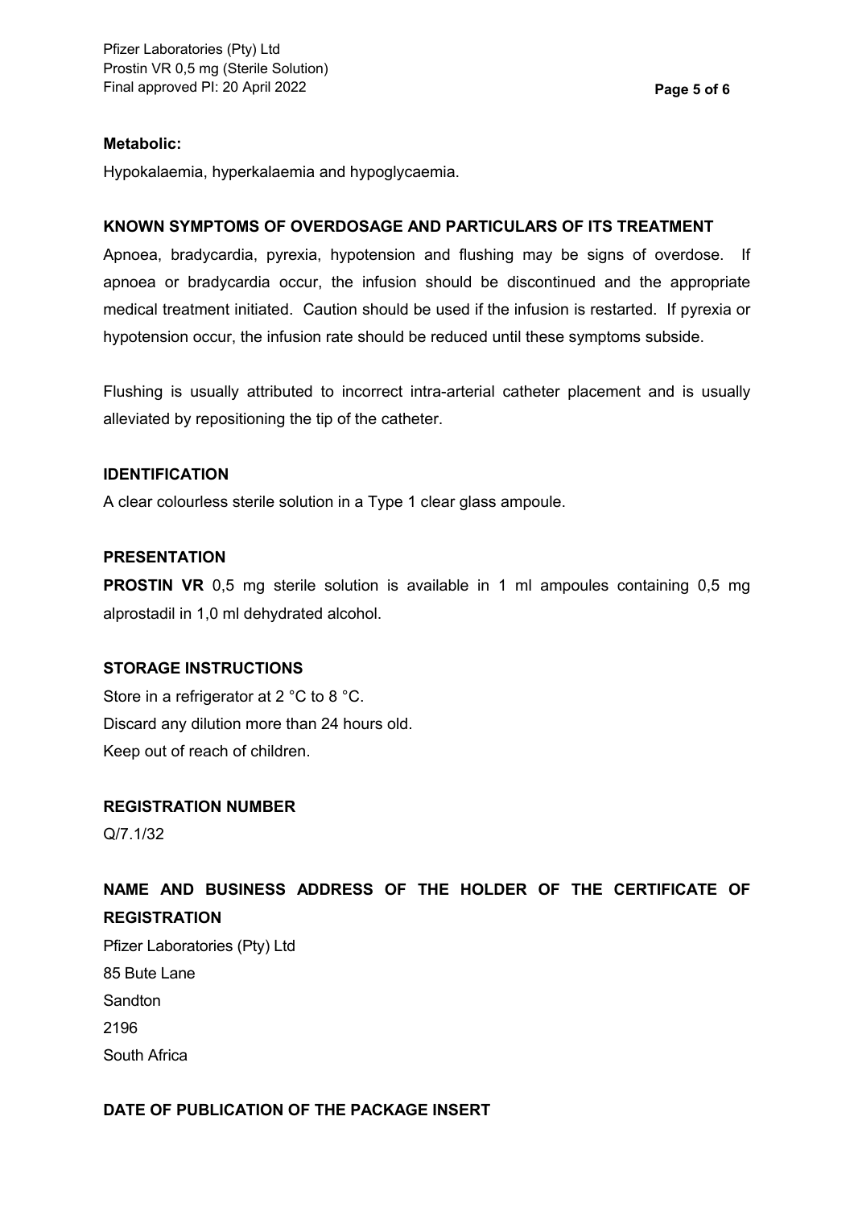**Metabolic:**

Hypokalaemia, hyperkalaemia and hypoglycaemia.

## KNOWN SYMPTOMS OF OVERDOSAGE AND PARTICULARS OF ITS TREATMENT

Apnoea, bradycardia, pyrexia, hypotension and flushing may be signs of overdose. If apnoea or bradycardia occur, the infusion should be discontinued and the appropriate medical treatment initiated. Caution should be used if the infusion is restarted. If pyrexia or hypotension occur, the infusion rate should be reduced until these symptoms subside.

Flushing is usually attributed to incorrect intra-arterial catheter placement and is usually alleviated by repositioning the tip of the catheter.

## IDENTIFICATION

A clear colourless sterile solution in a Type 1 clear glass ampoule.

## PRESENTATION

**PROSTIN VR** 0,5 mg sterile solution is available in 1 ml ampoules containing 0,5 mg alprostadil in 1,0 ml dehydrated alcohol.

## STORAGE INSTRUCTIONS

Store in a refrigerator at 2 °C to 8 °C.
Discard any dilution more than 24 hours old.
Keep out of reach of children.

## REGISTRATION NUMBER

Q/7.1/32

## NAME AND BUSINESS ADDRESS OF THE HOLDER OF THE CERTIFICATE OF REGISTRATION

Pfizer Laboratories (Pty) Ltd
85 Bute Lane
Sandton
2196
South Africa

## DATE OF PUBLICATION OF THE PACKAGE INSERT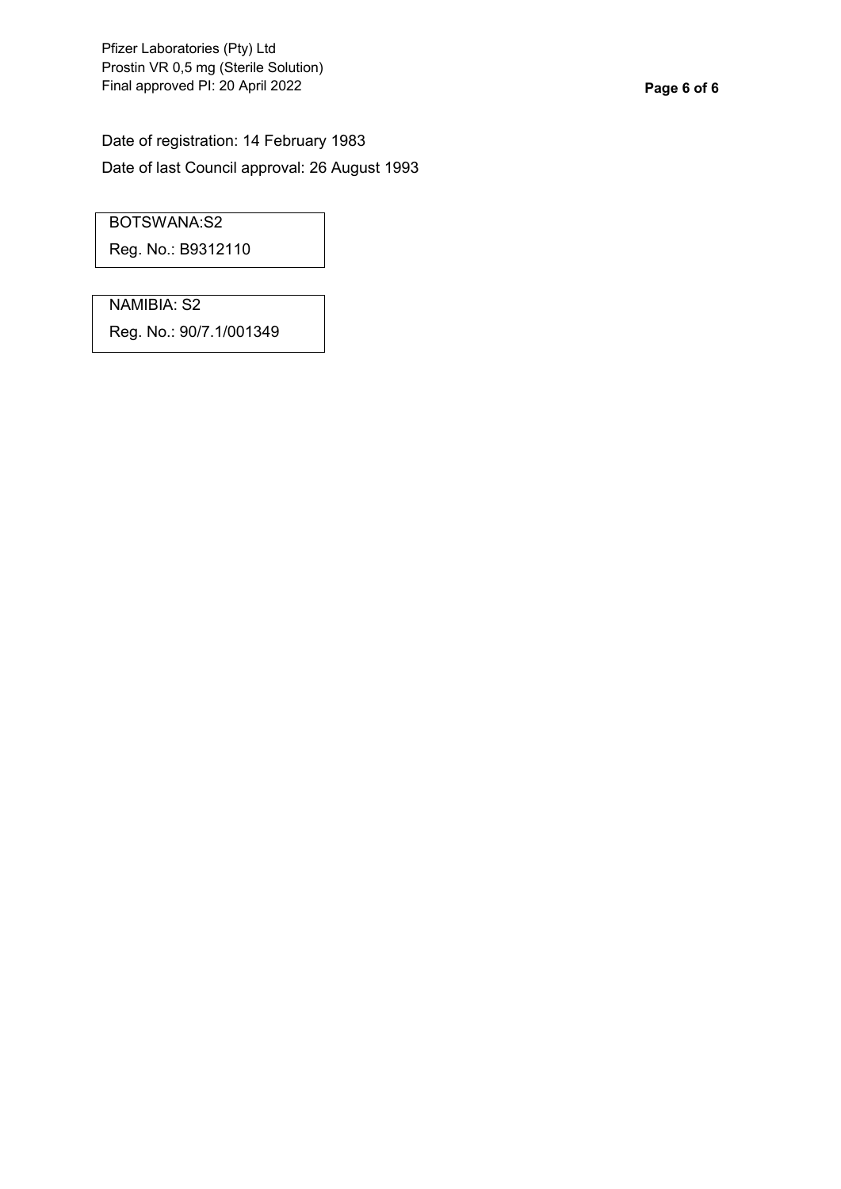Date of registration: 14 February 1983

Date of last Council approval: 26 August 1993

BOTSWANA:S2

Reg. No.: B9312110

NAMIBIA: S2

Reg. No.: 90/7.1/001349